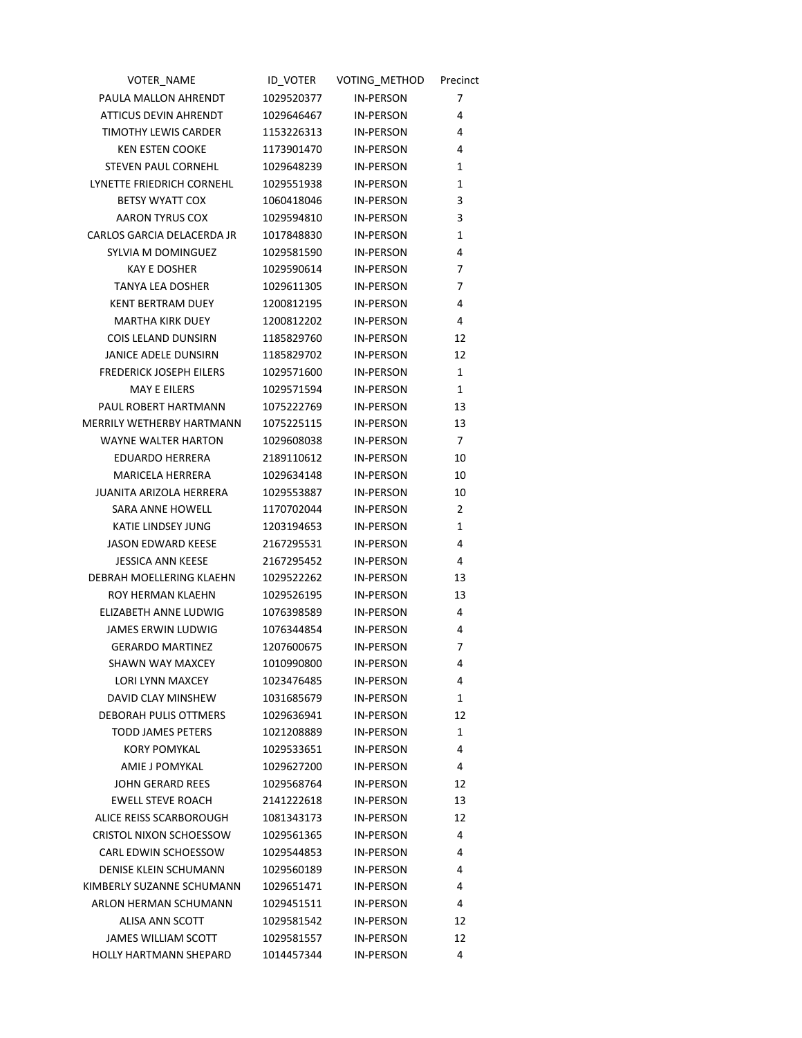| VOTER_NAME | ID_VOTER | VOTING_METHOD | Precinct |
|---|---|---|---|
| PAULA MALLON AHRENDT | 1029520377 | IN-PERSON | 7 |
| ATTICUS DEVIN AHRENDT | 1029646467 | IN-PERSON | 4 |
| TIMOTHY LEWIS CARDER | 1153226313 | IN-PERSON | 4 |
| KEN ESTEN COOKE | 1173901470 | IN-PERSON | 4 |
| STEVEN PAUL CORNEHL | 1029648239 | IN-PERSON | 1 |
| LYNETTE FRIEDRICH CORNEHL | 1029551938 | IN-PERSON | 1 |
| BETSY WYATT COX | 1060418046 | IN-PERSON | 3 |
| AARON TYRUS COX | 1029594810 | IN-PERSON | 3 |
| CARLOS GARCIA DELACERDA JR | 1017848830 | IN-PERSON | 1 |
| SYLVIA M DOMINGUEZ | 1029581590 | IN-PERSON | 4 |
| KAY E DOSHER | 1029590614 | IN-PERSON | 7 |
| TANYA LEA DOSHER | 1029611305 | IN-PERSON | 7 |
| KENT BERTRAM DUEY | 1200812195 | IN-PERSON | 4 |
| MARTHA KIRK DUEY | 1200812202 | IN-PERSON | 4 |
| COIS LELAND DUNSIRN | 1185829760 | IN-PERSON | 12 |
| JANICE ADELE DUNSIRN | 1185829702 | IN-PERSON | 12 |
| FREDERICK JOSEPH EILERS | 1029571600 | IN-PERSON | 1 |
| MAY E EILERS | 1029571594 | IN-PERSON | 1 |
| PAUL ROBERT HARTMANN | 1075222769 | IN-PERSON | 13 |
| MERRILY WETHERBY HARTMANN | 1075225115 | IN-PERSON | 13 |
| WAYNE WALTER HARTON | 1029608038 | IN-PERSON | 7 |
| EDUARDO HERRERA | 2189110612 | IN-PERSON | 10 |
| MARICELA HERRERA | 1029634148 | IN-PERSON | 10 |
| JUANITA ARIZOLA HERRERA | 1029553887 | IN-PERSON | 10 |
| SARA ANNE HOWELL | 1170702044 | IN-PERSON | 2 |
| KATIE LINDSEY JUNG | 1203194653 | IN-PERSON | 1 |
| JASON EDWARD KEESE | 2167295531 | IN-PERSON | 4 |
| JESSICA ANN KEESE | 2167295452 | IN-PERSON | 4 |
| DEBRAH MOELLERING KLAEHN | 1029522262 | IN-PERSON | 13 |
| ROY HERMAN KLAEHN | 1029526195 | IN-PERSON | 13 |
| ELIZABETH ANNE LUDWIG | 1076398589 | IN-PERSON | 4 |
| JAMES ERWIN LUDWIG | 1076344854 | IN-PERSON | 4 |
| GERARDO MARTINEZ | 1207600675 | IN-PERSON | 7 |
| SHAWN WAY MAXCEY | 1010990800 | IN-PERSON | 4 |
| LORI LYNN MAXCEY | 1023476485 | IN-PERSON | 4 |
| DAVID CLAY MINSHEW | 1031685679 | IN-PERSON | 1 |
| DEBORAH PULIS OTTMERS | 1029636941 | IN-PERSON | 12 |
| TODD JAMES PETERS | 1021208889 | IN-PERSON | 1 |
| KORY POMYKAL | 1029533651 | IN-PERSON | 4 |
| AMIE J POMYKAL | 1029627200 | IN-PERSON | 4 |
| JOHN GERARD REES | 1029568764 | IN-PERSON | 12 |
| EWELL STEVE ROACH | 2141222618 | IN-PERSON | 13 |
| ALICE REISS SCARBOROUGH | 1081343173 | IN-PERSON | 12 |
| CRISTOL NIXON SCHOESSOW | 1029561365 | IN-PERSON | 4 |
| CARL EDWIN SCHOESSOW | 1029544853 | IN-PERSON | 4 |
| DENISE KLEIN SCHUMANN | 1029560189 | IN-PERSON | 4 |
| KIMBERLY SUZANNE SCHUMANN | 1029651471 | IN-PERSON | 4 |
| ARLON HERMAN SCHUMANN | 1029451511 | IN-PERSON | 4 |
| ALISA ANN SCOTT | 1029581542 | IN-PERSON | 12 |
| JAMES WILLIAM SCOTT | 1029581557 | IN-PERSON | 12 |
| HOLLY HARTMANN SHEPARD | 1014457344 | IN-PERSON | 4 |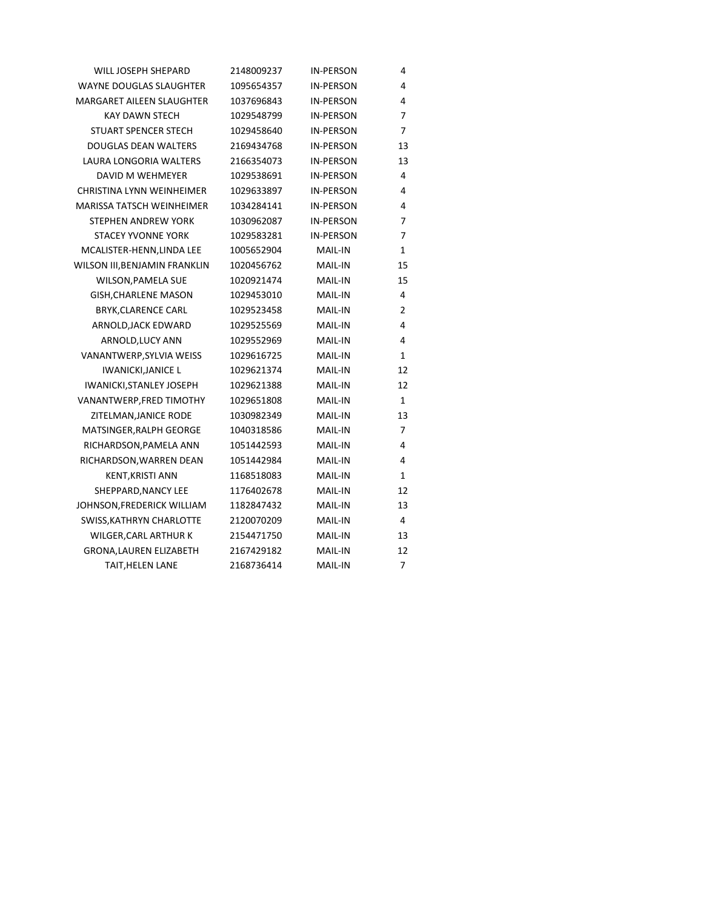| | | | |
|---|---|---|---|
| WILL JOSEPH SHEPARD | 2148009237 | IN-PERSON | 4 |
| WAYNE DOUGLAS SLAUGHTER | 1095654357 | IN-PERSON | 4 |
| MARGARET AILEEN SLAUGHTER | 1037696843 | IN-PERSON | 4 |
| KAY DAWN STECH | 1029548799 | IN-PERSON | 7 |
| STUART SPENCER STECH | 1029458640 | IN-PERSON | 7 |
| DOUGLAS DEAN WALTERS | 2169434768 | IN-PERSON | 13 |
| LAURA LONGORIA WALTERS | 2166354073 | IN-PERSON | 13 |
| DAVID M WEHMEYER | 1029538691 | IN-PERSON | 4 |
| CHRISTINA LYNN WEINHEIMER | 1029633897 | IN-PERSON | 4 |
| MARISSA TATSCH WEINHEIMER | 1034284141 | IN-PERSON | 4 |
| STEPHEN ANDREW YORK | 1030962087 | IN-PERSON | 7 |
| STACEY YVONNE YORK | 1029583281 | IN-PERSON | 7 |
| MCALISTER-HENN,LINDA LEE | 1005652904 | MAIL-IN | 1 |
| WILSON III,BENJAMIN FRANKLIN | 1020456762 | MAIL-IN | 15 |
| WILSON,PAMELA SUE | 1020921474 | MAIL-IN | 15 |
| GISH,CHARLENE MASON | 1029453010 | MAIL-IN | 4 |
| BRYK,CLARENCE CARL | 1029523458 | MAIL-IN | 2 |
| ARNOLD,JACK EDWARD | 1029525569 | MAIL-IN | 4 |
| ARNOLD,LUCY ANN | 1029552969 | MAIL-IN | 4 |
| VANANTWERP,SYLVIA WEISS | 1029616725 | MAIL-IN | 1 |
| IWANICKI,JANICE L | 1029621374 | MAIL-IN | 12 |
| IWANICKI,STANLEY JOSEPH | 1029621388 | MAIL-IN | 12 |
| VANANTWERP,FRED TIMOTHY | 1029651808 | MAIL-IN | 1 |
| ZITELMAN,JANICE RODE | 1030982349 | MAIL-IN | 13 |
| MATSINGER,RALPH GEORGE | 1040318586 | MAIL-IN | 7 |
| RICHARDSON,PAMELA ANN | 1051442593 | MAIL-IN | 4 |
| RICHARDSON,WARREN DEAN | 1051442984 | MAIL-IN | 4 |
| KENT,KRISTI ANN | 1168518083 | MAIL-IN | 1 |
| SHEPPARD,NANCY LEE | 1176402678 | MAIL-IN | 12 |
| JOHNSON,FREDERICK WILLIAM | 1182847432 | MAIL-IN | 13 |
| SWISS,KATHRYN CHARLOTTE | 2120070209 | MAIL-IN | 4 |
| WILGER,CARL ARTHUR K | 2154471750 | MAIL-IN | 13 |
| GRONA,LAUREN ELIZABETH | 2167429182 | MAIL-IN | 12 |
| TAIT,HELEN LANE | 2168736414 | MAIL-IN | 7 |